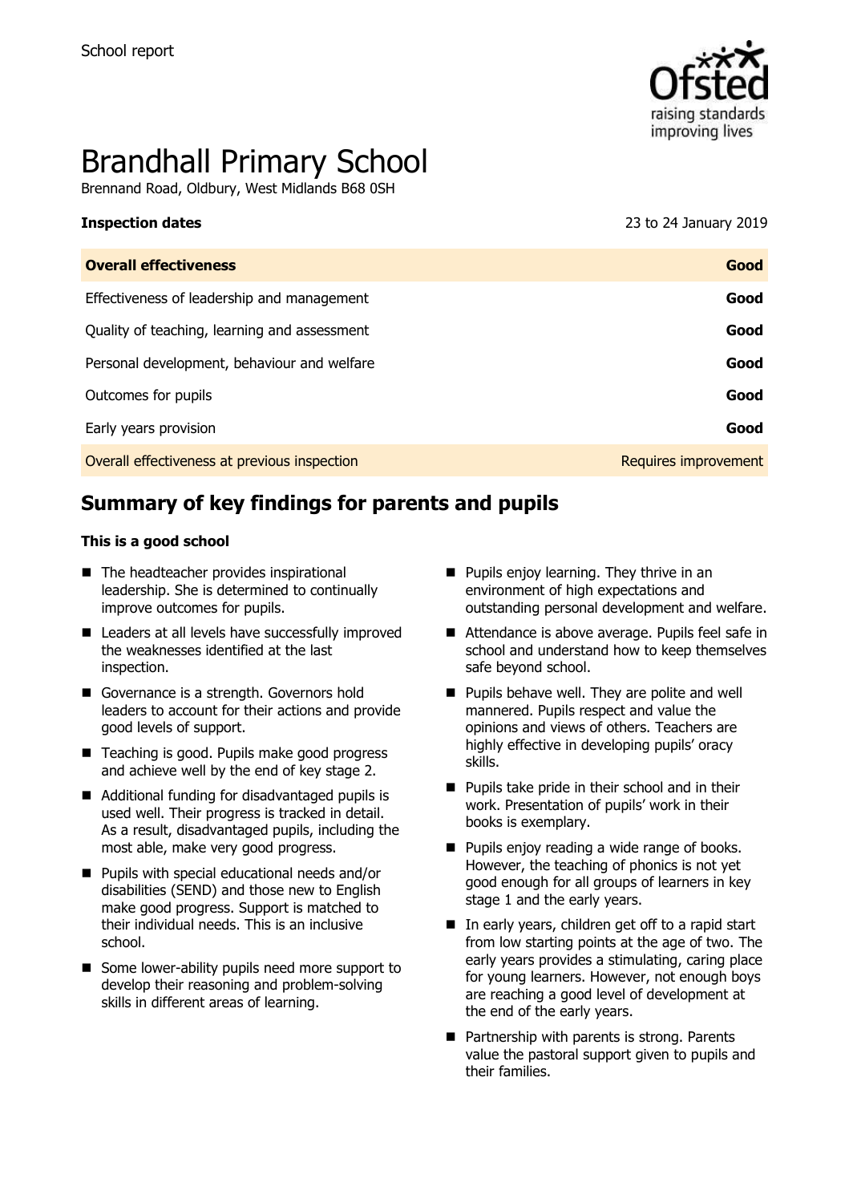School report

# Brandhall Primary School

Brennand Road, Oldbury, West Midlands B68 0SH

**Inspection dates** 23 to 24 January 2019

| **Overall effectiveness** | **Good** |
| --- | --- |
| Effectiveness of leadership and management | **Good** |
| Quality of teaching, learning and assessment | **Good** |
| Personal development, behaviour and welfare | **Good** |
| Outcomes for pupils | **Good** |
| Early years provision | **Good** |
| Overall effectiveness at previous inspection | Requires improvement |

## Summary of key findings for parents and pupils

**This is a good school**

- The headteacher provides inspirational leadership. She is determined to continually improve outcomes for pupils.
- Leaders at all levels have successfully improved the weaknesses identified at the last inspection.
- Governance is a strength. Governors hold leaders to account for their actions and provide good levels of support.
- Teaching is good. Pupils make good progress and achieve well by the end of key stage 2.
- Additional funding for disadvantaged pupils is used well. Their progress is tracked in detail. As a result, disadvantaged pupils, including the most able, make very good progress.
- Pupils with special educational needs and/or disabilities (SEND) and those new to English make good progress. Support is matched to their individual needs. This is an inclusive school.
- Some lower-ability pupils need more support to develop their reasoning and problem-solving skills in different areas of learning.
- Pupils enjoy learning. They thrive in an environment of high expectations and outstanding personal development and welfare.
- Attendance is above average. Pupils feel safe in school and understand how to keep themselves safe beyond school.
- Pupils behave well. They are polite and well mannered. Pupils respect and value the opinions and views of others. Teachers are highly effective in developing pupils' oracy skills.
- Pupils take pride in their school and in their work. Presentation of pupils' work in their books is exemplary.
- Pupils enjoy reading a wide range of books. However, the teaching of phonics is not yet good enough for all groups of learners in key stage 1 and the early years.
- In early years, children get off to a rapid start from low starting points at the age of two. The early years provides a stimulating, caring place for young learners. However, not enough boys are reaching a good level of development at the end of the early years.
- Partnership with parents is strong. Parents value the pastoral support given to pupils and their families.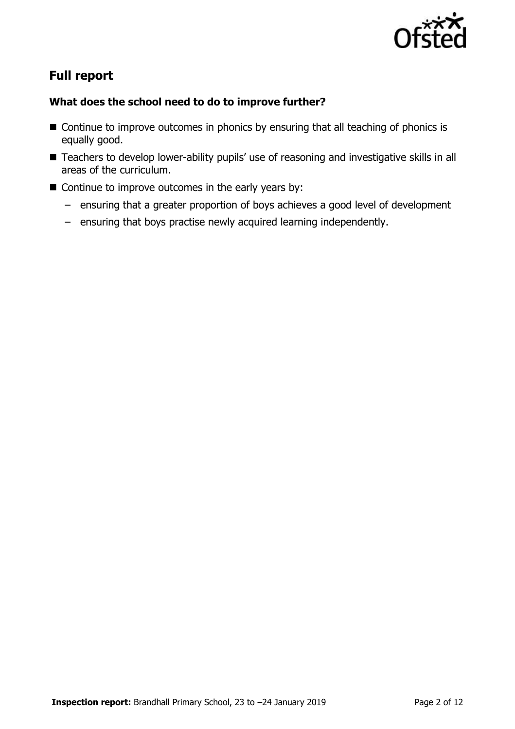## Full report

### What does the school need to do to improve further?

- Continue to improve outcomes in phonics by ensuring that all teaching of phonics is equally good.
- Teachers to develop lower-ability pupils' use of reasoning and investigative skills in all areas of the curriculum.
- Continue to improve outcomes in the early years by:
  - ensuring that a greater proportion of boys achieves a good level of development
  - ensuring that boys practise newly acquired learning independently.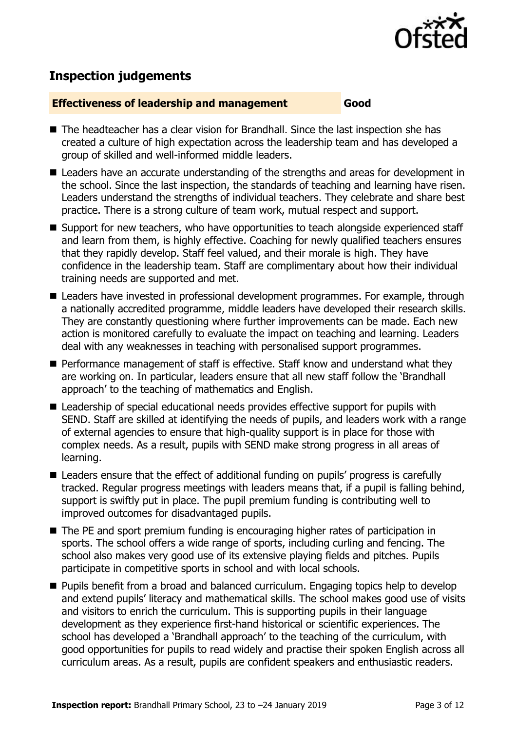## Inspection judgements

**Effectiveness of leadership and management** **Good**

- The headteacher has a clear vision for Brandhall. Since the last inspection she has created a culture of high expectation across the leadership team and has developed a group of skilled and well-informed middle leaders.
- Leaders have an accurate understanding of the strengths and areas for development in the school. Since the last inspection, the standards of teaching and learning have risen. Leaders understand the strengths of individual teachers. They celebrate and share best practice. There is a strong culture of team work, mutual respect and support.
- Support for new teachers, who have opportunities to teach alongside experienced staff and learn from them, is highly effective. Coaching for newly qualified teachers ensures that they rapidly develop. Staff feel valued, and their morale is high. They have confidence in the leadership team. Staff are complimentary about how their individual training needs are supported and met.
- Leaders have invested in professional development programmes. For example, through a nationally accredited programme, middle leaders have developed their research skills. They are constantly questioning where further improvements can be made. Each new action is monitored carefully to evaluate the impact on teaching and learning. Leaders deal with any weaknesses in teaching with personalised support programmes.
- Performance management of staff is effective. Staff know and understand what they are working on. In particular, leaders ensure that all new staff follow the 'Brandhall approach' to the teaching of mathematics and English.
- Leadership of special educational needs provides effective support for pupils with SEND. Staff are skilled at identifying the needs of pupils, and leaders work with a range of external agencies to ensure that high-quality support is in place for those with complex needs. As a result, pupils with SEND make strong progress in all areas of learning.
- Leaders ensure that the effect of additional funding on pupils' progress is carefully tracked. Regular progress meetings with leaders means that, if a pupil is falling behind, support is swiftly put in place. The pupil premium funding is contributing well to improved outcomes for disadvantaged pupils.
- The PE and sport premium funding is encouraging higher rates of participation in sports. The school offers a wide range of sports, including curling and fencing. The school also makes very good use of its extensive playing fields and pitches. Pupils participate in competitive sports in school and with local schools.
- Pupils benefit from a broad and balanced curriculum. Engaging topics help to develop and extend pupils' literacy and mathematical skills. The school makes good use of visits and visitors to enrich the curriculum. This is supporting pupils in their language development as they experience first-hand historical or scientific experiences. The school has developed a 'Brandhall approach' to the teaching of the curriculum, with good opportunities for pupils to read widely and practise their spoken English across all curriculum areas. As a result, pupils are confident speakers and enthusiastic readers.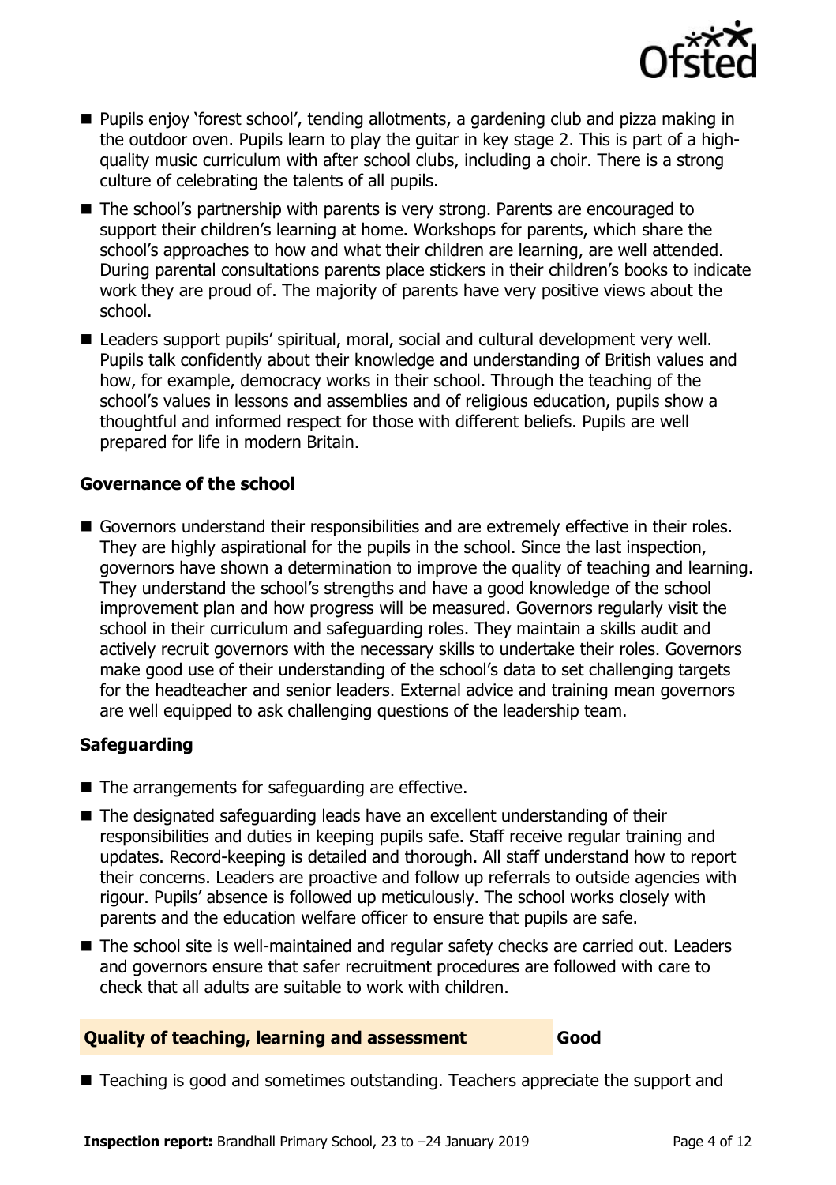- Pupils enjoy 'forest school', tending allotments, a gardening club and pizza making in the outdoor oven. Pupils learn to play the guitar in key stage 2. This is part of a high-quality music curriculum with after school clubs, including a choir. There is a strong culture of celebrating the talents of all pupils.
- The school's partnership with parents is very strong. Parents are encouraged to support their children's learning at home. Workshops for parents, which share the school's approaches to how and what their children are learning, are well attended. During parental consultations parents place stickers in their children's books to indicate work they are proud of. The majority of parents have very positive views about the school.
- Leaders support pupils' spiritual, moral, social and cultural development very well. Pupils talk confidently about their knowledge and understanding of British values and how, for example, democracy works in their school. Through the teaching of the school's values in lessons and assemblies and of religious education, pupils show a thoughtful and informed respect for those with different beliefs. Pupils are well prepared for life in modern Britain.

### Governance of the school

- Governors understand their responsibilities and are extremely effective in their roles. They are highly aspirational for the pupils in the school. Since the last inspection, governors have shown a determination to improve the quality of teaching and learning. They understand the school's strengths and have a good knowledge of the school improvement plan and how progress will be measured. Governors regularly visit the school in their curriculum and safeguarding roles. They maintain a skills audit and actively recruit governors with the necessary skills to undertake their roles. Governors make good use of their understanding of the school's data to set challenging targets for the headteacher and senior leaders. External advice and training mean governors are well equipped to ask challenging questions of the leadership team.

### Safeguarding

- The arrangements for safeguarding are effective.
- The designated safeguarding leads have an excellent understanding of their responsibilities and duties in keeping pupils safe. Staff receive regular training and updates. Record-keeping is detailed and thorough. All staff understand how to report their concerns. Leaders are proactive and follow up referrals to outside agencies with rigour. Pupils' absence is followed up meticulously. The school works closely with parents and the education welfare officer to ensure that pupils are safe.
- The school site is well-maintained and regular safety checks are carried out. Leaders and governors ensure that safer recruitment procedures are followed with care to check that all adults are suitable to work with children.

## Quality of teaching, learning and assessment — Good

- Teaching is good and sometimes outstanding. Teachers appreciate the support and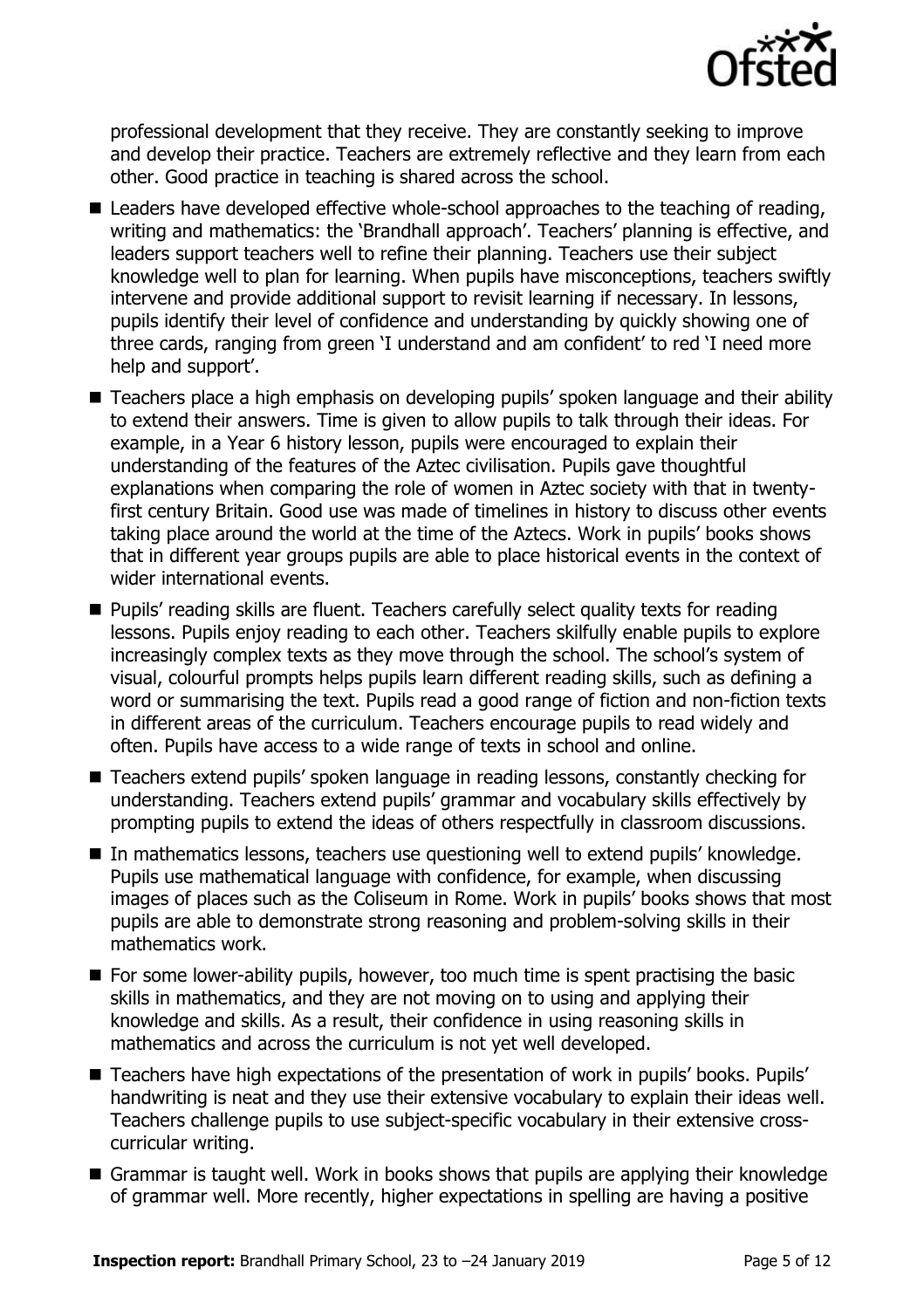professional development that they receive. They are constantly seeking to improve and develop their practice. Teachers are extremely reflective and they learn from each other. Good practice in teaching is shared across the school.

- Leaders have developed effective whole-school approaches to the teaching of reading, writing and mathematics: the 'Brandhall approach'. Teachers' planning is effective, and leaders support teachers well to refine their planning. Teachers use their subject knowledge well to plan for learning. When pupils have misconceptions, teachers swiftly intervene and provide additional support to revisit learning if necessary. In lessons, pupils identify their level of confidence and understanding by quickly showing one of three cards, ranging from green 'I understand and am confident' to red 'I need more help and support'.
- Teachers place a high emphasis on developing pupils' spoken language and their ability to extend their answers. Time is given to allow pupils to talk through their ideas. For example, in a Year 6 history lesson, pupils were encouraged to explain their understanding of the features of the Aztec civilisation. Pupils gave thoughtful explanations when comparing the role of women in Aztec society with that in twenty-first century Britain. Good use was made of timelines in history to discuss other events taking place around the world at the time of the Aztecs. Work in pupils' books shows that in different year groups pupils are able to place historical events in the context of wider international events.
- Pupils' reading skills are fluent. Teachers carefully select quality texts for reading lessons. Pupils enjoy reading to each other. Teachers skilfully enable pupils to explore increasingly complex texts as they move through the school. The school's system of visual, colourful prompts helps pupils learn different reading skills, such as defining a word or summarising the text. Pupils read a good range of fiction and non-fiction texts in different areas of the curriculum. Teachers encourage pupils to read widely and often. Pupils have access to a wide range of texts in school and online.
- Teachers extend pupils' spoken language in reading lessons, constantly checking for understanding. Teachers extend pupils' grammar and vocabulary skills effectively by prompting pupils to extend the ideas of others respectfully in classroom discussions.
- In mathematics lessons, teachers use questioning well to extend pupils' knowledge. Pupils use mathematical language with confidence, for example, when discussing images of places such as the Coliseum in Rome. Work in pupils' books shows that most pupils are able to demonstrate strong reasoning and problem-solving skills in their mathematics work.
- For some lower-ability pupils, however, too much time is spent practising the basic skills in mathematics, and they are not moving on to using and applying their knowledge and skills. As a result, their confidence in using reasoning skills in mathematics and across the curriculum is not yet well developed.
- Teachers have high expectations of the presentation of work in pupils' books. Pupils' handwriting is neat and they use their extensive vocabulary to explain their ideas well. Teachers challenge pupils to use subject-specific vocabulary in their extensive cross-curricular writing.
- Grammar is taught well. Work in books shows that pupils are applying their knowledge of grammar well. More recently, higher expectations in spelling are having a positive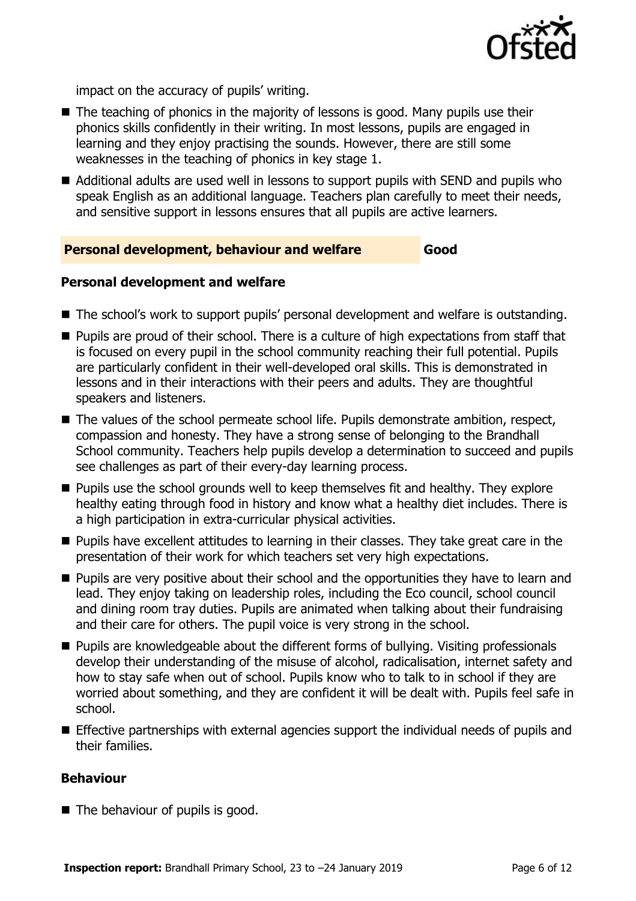impact on the accuracy of pupils' writing.

- The teaching of phonics in the majority of lessons is good. Many pupils use their phonics skills confidently in their writing. In most lessons, pupils are engaged in learning and they enjoy practising the sounds. However, there are still some weaknesses in the teaching of phonics in key stage 1.
- Additional adults are used well in lessons to support pupils with SEND and pupils who speak English as an additional language. Teachers plan carefully to meet their needs, and sensitive support in lessons ensures that all pupils are active learners.

## Personal development, behaviour and welfare — Good

### Personal development and welfare

- The school's work to support pupils' personal development and welfare is outstanding.
- Pupils are proud of their school. There is a culture of high expectations from staff that is focused on every pupil in the school community reaching their full potential. Pupils are particularly confident in their well-developed oral skills. This is demonstrated in lessons and in their interactions with their peers and adults. They are thoughtful speakers and listeners.
- The values of the school permeate school life. Pupils demonstrate ambition, respect, compassion and honesty. They have a strong sense of belonging to the Brandhall School community. Teachers help pupils develop a determination to succeed and pupils see challenges as part of their every-day learning process.
- Pupils use the school grounds well to keep themselves fit and healthy. They explore healthy eating through food in history and know what a healthy diet includes. There is a high participation in extra-curricular physical activities.
- Pupils have excellent attitudes to learning in their classes. They take great care in the presentation of their work for which teachers set very high expectations.
- Pupils are very positive about their school and the opportunities they have to learn and lead. They enjoy taking on leadership roles, including the Eco council, school council and dining room tray duties. Pupils are animated when talking about their fundraising and their care for others. The pupil voice is very strong in the school.
- Pupils are knowledgeable about the different forms of bullying. Visiting professionals develop their understanding of the misuse of alcohol, radicalisation, internet safety and how to stay safe when out of school. Pupils know who to talk to in school if they are worried about something, and they are confident it will be dealt with. Pupils feel safe in school.
- Effective partnerships with external agencies support the individual needs of pupils and their families.

### Behaviour

- The behaviour of pupils is good.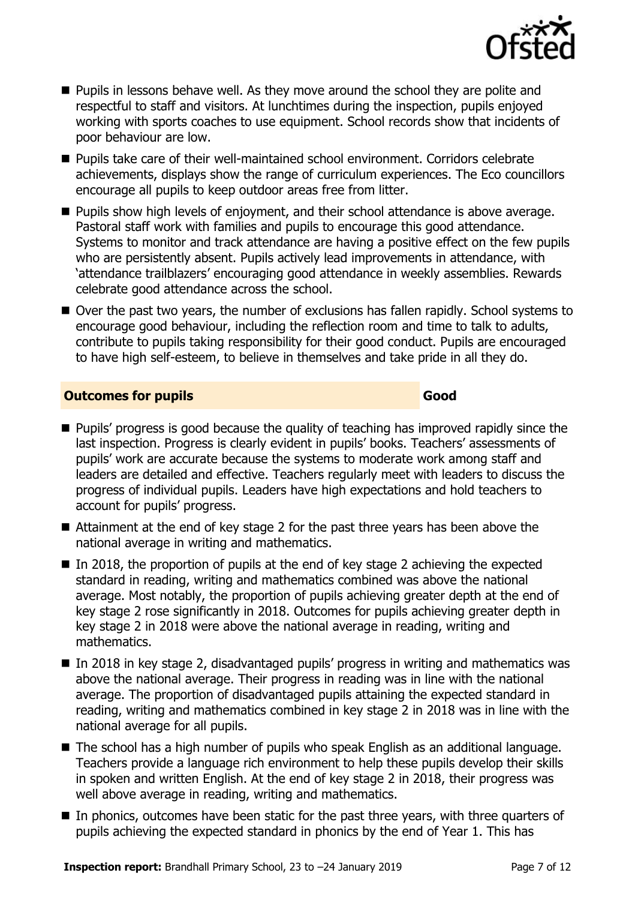- Pupils in lessons behave well. As they move around the school they are polite and respectful to staff and visitors. At lunchtimes during the inspection, pupils enjoyed working with sports coaches to use equipment. School records show that incidents of poor behaviour are low.
- Pupils take care of their well-maintained school environment. Corridors celebrate achievements, displays show the range of curriculum experiences. The Eco councillors encourage all pupils to keep outdoor areas free from litter.
- Pupils show high levels of enjoyment, and their school attendance is above average. Pastoral staff work with families and pupils to encourage this good attendance. Systems to monitor and track attendance are having a positive effect on the few pupils who are persistently absent. Pupils actively lead improvements in attendance, with 'attendance trailblazers' encouraging good attendance in weekly assemblies. Rewards celebrate good attendance across the school.
- Over the past two years, the number of exclusions has fallen rapidly. School systems to encourage good behaviour, including the reflection room and time to talk to adults, contribute to pupils taking responsibility for their good conduct. Pupils are encouraged to have high self-esteem, to believe in themselves and take pride in all they do.

## Outcomes for pupils — Good

- Pupils' progress is good because the quality of teaching has improved rapidly since the last inspection. Progress is clearly evident in pupils' books. Teachers' assessments of pupils' work are accurate because the systems to moderate work among staff and leaders are detailed and effective. Teachers regularly meet with leaders to discuss the progress of individual pupils. Leaders have high expectations and hold teachers to account for pupils' progress.
- Attainment at the end of key stage 2 for the past three years has been above the national average in writing and mathematics.
- In 2018, the proportion of pupils at the end of key stage 2 achieving the expected standard in reading, writing and mathematics combined was above the national average. Most notably, the proportion of pupils achieving greater depth at the end of key stage 2 rose significantly in 2018. Outcomes for pupils achieving greater depth in key stage 2 in 2018 were above the national average in reading, writing and mathematics.
- In 2018 in key stage 2, disadvantaged pupils' progress in writing and mathematics was above the national average. Their progress in reading was in line with the national average. The proportion of disadvantaged pupils attaining the expected standard in reading, writing and mathematics combined in key stage 2 in 2018 was in line with the national average for all pupils.
- The school has a high number of pupils who speak English as an additional language. Teachers provide a language rich environment to help these pupils develop their skills in spoken and written English. At the end of key stage 2 in 2018, their progress was well above average in reading, writing and mathematics.
- In phonics, outcomes have been static for the past three years, with three quarters of pupils achieving the expected standard in phonics by the end of Year 1. This has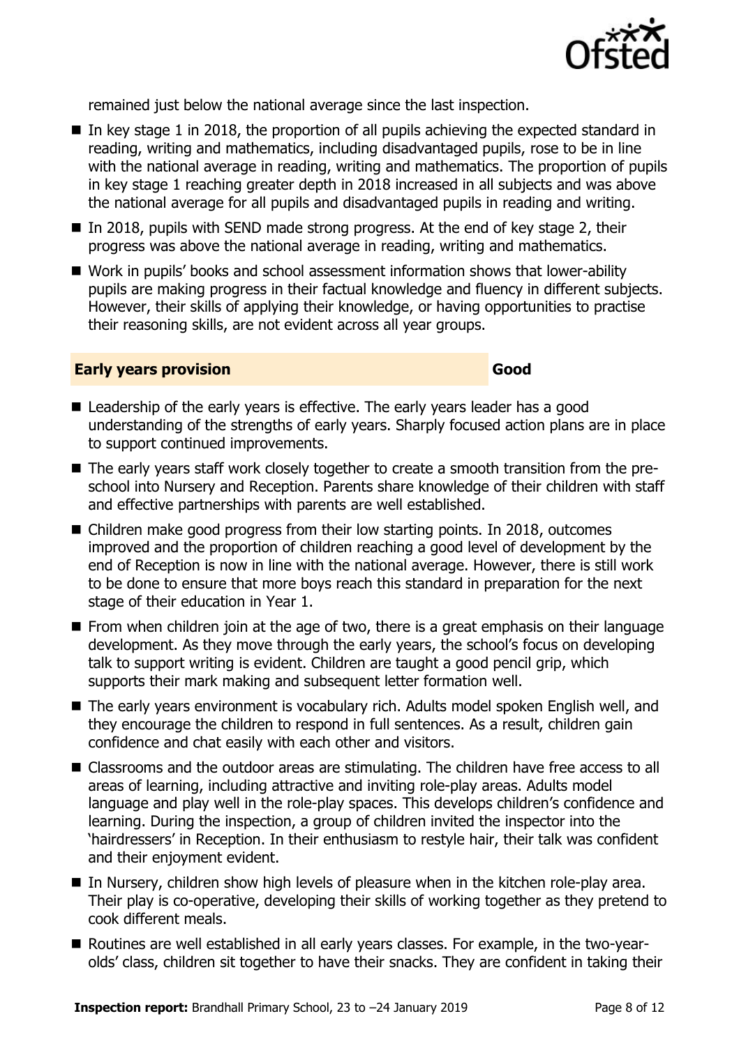remained just below the national average since the last inspection.

- In key stage 1 in 2018, the proportion of all pupils achieving the expected standard in reading, writing and mathematics, including disadvantaged pupils, rose to be in line with the national average in reading, writing and mathematics. The proportion of pupils in key stage 1 reaching greater depth in 2018 increased in all subjects and was above the national average for all pupils and disadvantaged pupils in reading and writing.
- In 2018, pupils with SEND made strong progress. At the end of key stage 2, their progress was above the national average in reading, writing and mathematics.
- Work in pupils' books and school assessment information shows that lower-ability pupils are making progress in their factual knowledge and fluency in different subjects. However, their skills of applying their knowledge, or having opportunities to practise their reasoning skills, are not evident across all year groups.

## Early years provision — Good

- Leadership of the early years is effective. The early years leader has a good understanding of the strengths of early years. Sharply focused action plans are in place to support continued improvements.
- The early years staff work closely together to create a smooth transition from the pre-school into Nursery and Reception. Parents share knowledge of their children with staff and effective partnerships with parents are well established.
- Children make good progress from their low starting points. In 2018, outcomes improved and the proportion of children reaching a good level of development by the end of Reception is now in line with the national average. However, there is still work to be done to ensure that more boys reach this standard in preparation for the next stage of their education in Year 1.
- From when children join at the age of two, there is a great emphasis on their language development. As they move through the early years, the school's focus on developing talk to support writing is evident. Children are taught a good pencil grip, which supports their mark making and subsequent letter formation well.
- The early years environment is vocabulary rich. Adults model spoken English well, and they encourage the children to respond in full sentences. As a result, children gain confidence and chat easily with each other and visitors.
- Classrooms and the outdoor areas are stimulating. The children have free access to all areas of learning, including attractive and inviting role-play areas. Adults model language and play well in the role-play spaces. This develops children's confidence and learning. During the inspection, a group of children invited the inspector into the 'hairdressers' in Reception. In their enthusiasm to restyle hair, their talk was confident and their enjoyment evident.
- In Nursery, children show high levels of pleasure when in the kitchen role-play area. Their play is co-operative, developing their skills of working together as they pretend to cook different meals.
- Routines are well established in all early years classes. For example, in the two-year-olds' class, children sit together to have their snacks. They are confident in taking their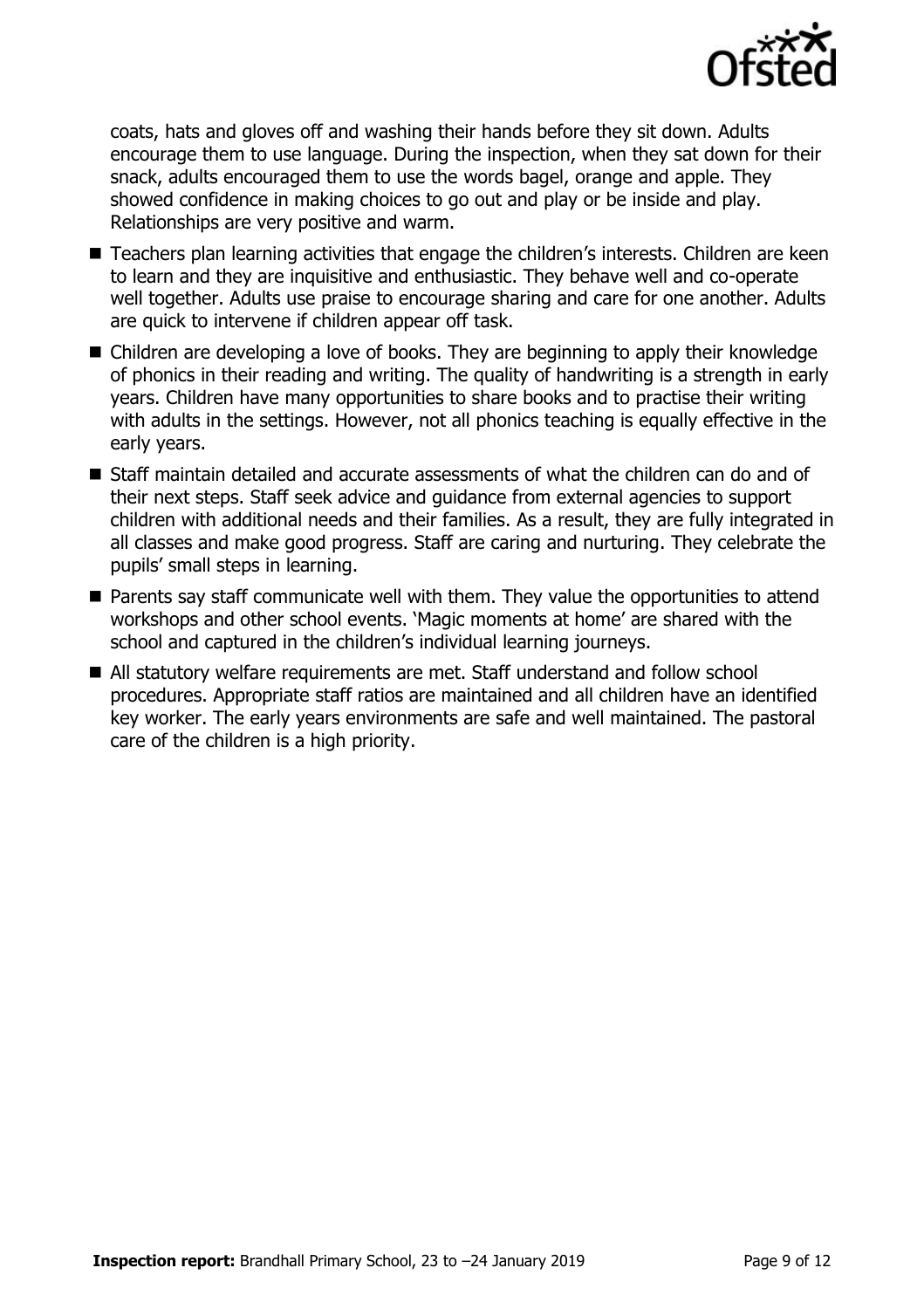coats, hats and gloves off and washing their hands before they sit down. Adults encourage them to use language. During the inspection, when they sat down for their snack, adults encouraged them to use the words bagel, orange and apple. They showed confidence in making choices to go out and play or be inside and play. Relationships are very positive and warm.

- Teachers plan learning activities that engage the children's interests. Children are keen to learn and they are inquisitive and enthusiastic. They behave well and co-operate well together. Adults use praise to encourage sharing and care for one another. Adults are quick to intervene if children appear off task.
- Children are developing a love of books. They are beginning to apply their knowledge of phonics in their reading and writing. The quality of handwriting is a strength in early years. Children have many opportunities to share books and to practise their writing with adults in the settings. However, not all phonics teaching is equally effective in the early years.
- Staff maintain detailed and accurate assessments of what the children can do and of their next steps. Staff seek advice and guidance from external agencies to support children with additional needs and their families. As a result, they are fully integrated in all classes and make good progress. Staff are caring and nurturing. They celebrate the pupils' small steps in learning.
- Parents say staff communicate well with them. They value the opportunities to attend workshops and other school events. 'Magic moments at home' are shared with the school and captured in the children's individual learning journeys.
- All statutory welfare requirements are met. Staff understand and follow school procedures. Appropriate staff ratios are maintained and all children have an identified key worker. The early years environments are safe and well maintained. The pastoral care of the children is a high priority.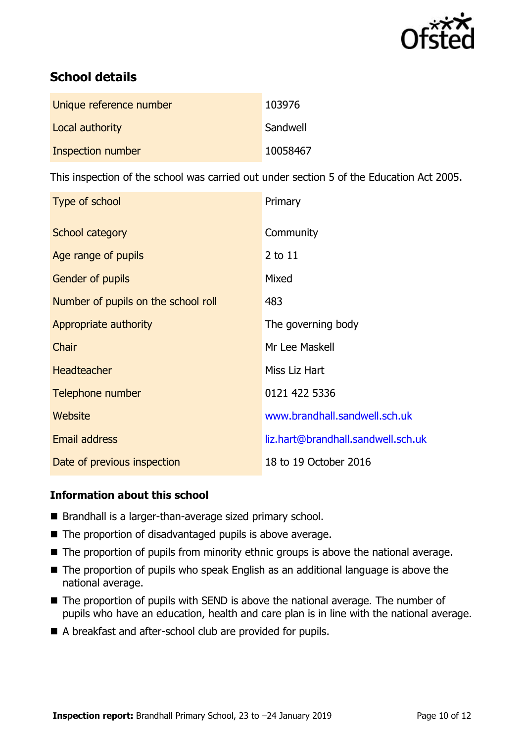## School details

| | |
|---|---|
| Unique reference number | 103976 |
| Local authority | Sandwell |
| Inspection number | 10058467 |

This inspection of the school was carried out under section 5 of the Education Act 2005.

| | |
|---|---|
| Type of school | Primary |
| School category | Community |
| Age range of pupils | 2 to 11 |
| Gender of pupils | Mixed |
| Number of pupils on the school roll | 483 |
| Appropriate authority | The governing body |
| Chair | Mr Lee Maskell |
| Headteacher | Miss Liz Hart |
| Telephone number | 0121 422 5336 |
| Website | www.brandhall.sandwell.sch.uk |
| Email address | liz.hart@brandhall.sandwell.sch.uk |
| Date of previous inspection | 18 to 19 October 2016 |

### Information about this school

- Brandhall is a larger-than-average sized primary school.
- The proportion of disadvantaged pupils is above average.
- The proportion of pupils from minority ethnic groups is above the national average.
- The proportion of pupils who speak English as an additional language is above the national average.
- The proportion of pupils with SEND is above the national average. The number of pupils who have an education, health and care plan is in line with the national average.
- A breakfast and after-school club are provided for pupils.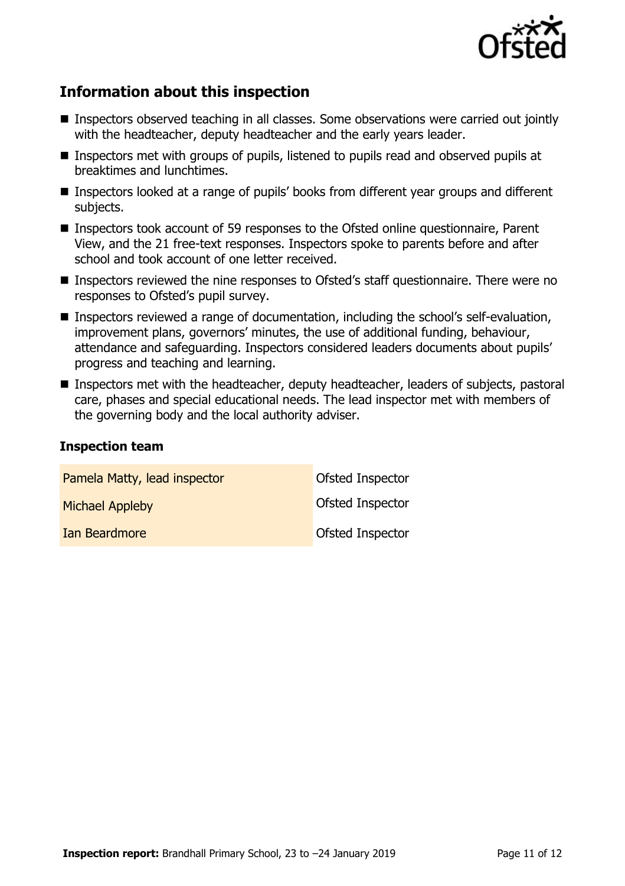## Information about this inspection

- Inspectors observed teaching in all classes. Some observations were carried out jointly with the headteacher, deputy headteacher and the early years leader.
- Inspectors met with groups of pupils, listened to pupils read and observed pupils at breaktimes and lunchtimes.
- Inspectors looked at a range of pupils' books from different year groups and different subjects.
- Inspectors took account of 59 responses to the Ofsted online questionnaire, Parent View, and the 21 free-text responses. Inspectors spoke to parents before and after school and took account of one letter received.
- Inspectors reviewed the nine responses to Ofsted's staff questionnaire. There were no responses to Ofsted's pupil survey.
- Inspectors reviewed a range of documentation, including the school's self-evaluation, improvement plans, governors' minutes, the use of additional funding, behaviour, attendance and safeguarding. Inspectors considered leaders documents about pupils' progress and teaching and learning.
- Inspectors met with the headteacher, deputy headteacher, leaders of subjects, pastoral care, phases and special educational needs. The lead inspector met with members of the governing body and the local authority adviser.

### Inspection team

| | |
|---|---|
| Pamela Matty, lead inspector | Ofsted Inspector |
| Michael Appleby | Ofsted Inspector |
| Ian Beardmore | Ofsted Inspector |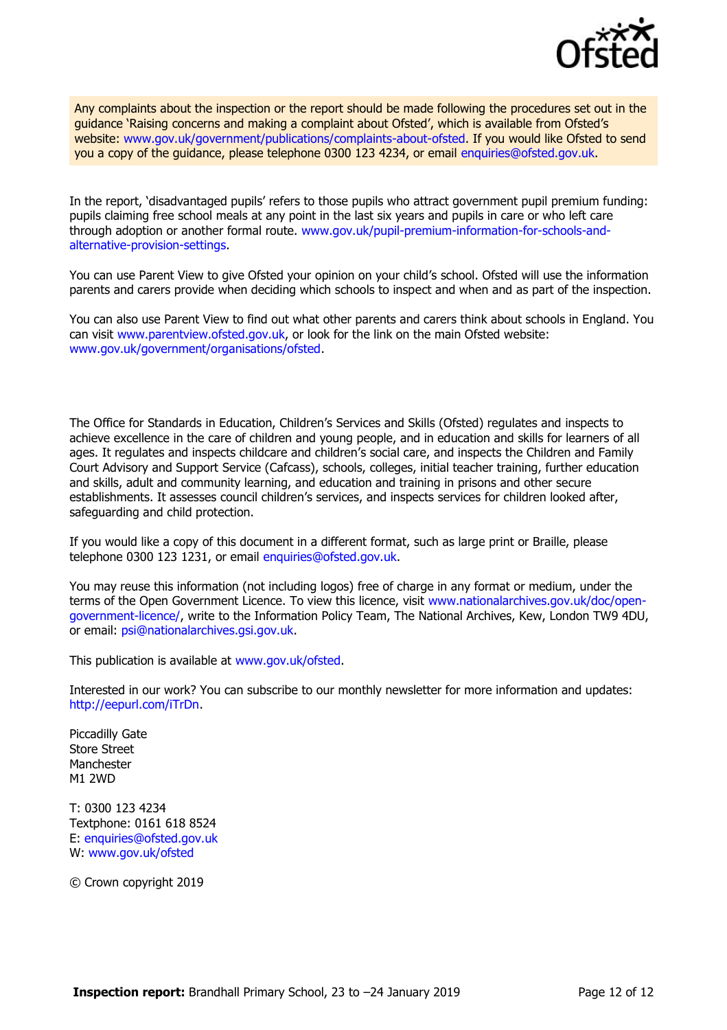Any complaints about the inspection or the report should be made following the procedures set out in the guidance 'Raising concerns and making a complaint about Ofsted', which is available from Ofsted's website: www.gov.uk/government/publications/complaints-about-ofsted. If you would like Ofsted to send you a copy of the guidance, please telephone 0300 123 4234, or email enquiries@ofsted.gov.uk.

In the report, 'disadvantaged pupils' refers to those pupils who attract government pupil premium funding: pupils claiming free school meals at any point in the last six years and pupils in care or who left care through adoption or another formal route. www.gov.uk/pupil-premium-information-for-schools-and-alternative-provision-settings.

You can use Parent View to give Ofsted your opinion on your child's school. Ofsted will use the information parents and carers provide when deciding which schools to inspect and when and as part of the inspection.

You can also use Parent View to find out what other parents and carers think about schools in England. You can visit www.parentview.ofsted.gov.uk, or look for the link on the main Ofsted website: www.gov.uk/government/organisations/ofsted.

The Office for Standards in Education, Children's Services and Skills (Ofsted) regulates and inspects to achieve excellence in the care of children and young people, and in education and skills for learners of all ages. It regulates and inspects childcare and children's social care, and inspects the Children and Family Court Advisory and Support Service (Cafcass), schools, colleges, initial teacher training, further education and skills, adult and community learning, and education and training in prisons and other secure establishments. It assesses council children's services, and inspects services for children looked after, safeguarding and child protection.

If you would like a copy of this document in a different format, such as large print or Braille, please telephone 0300 123 1231, or email enquiries@ofsted.gov.uk.

You may reuse this information (not including logos) free of charge in any format or medium, under the terms of the Open Government Licence. To view this licence, visit www.nationalarchives.gov.uk/doc/open-government-licence/, write to the Information Policy Team, The National Archives, Kew, London TW9 4DU, or email: psi@nationalarchives.gsi.gov.uk.

This publication is available at www.gov.uk/ofsted.

Interested in our work? You can subscribe to our monthly newsletter for more information and updates: http://eepurl.com/iTrDn.

Piccadilly Gate
Store Street
Manchester
M1 2WD

T: 0300 123 4234
Textphone: 0161 618 8524
E: enquiries@ofsted.gov.uk
W: www.gov.uk/ofsted

© Crown copyright 2019